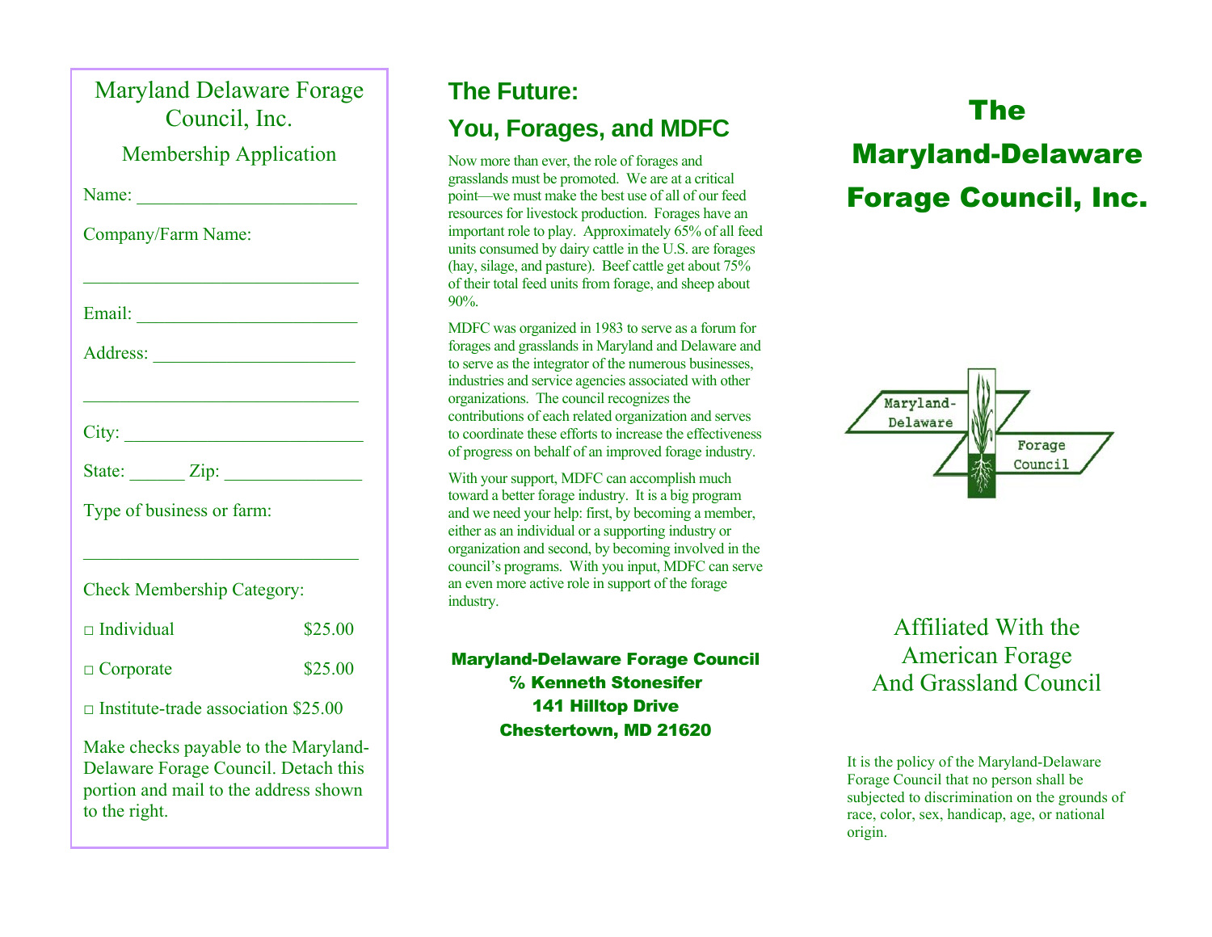# Maryland Delaware Forage Council, Inc.

## Membership Application

Name: ________________________

Company/Farm Name:

______________________________

Email: ________________________

Address: ______________________

______________________________

City: __________________________

State: ______ Zip: ______________

Type of business or farm:

______________________________

Check Membership Category:

□ Individual $25.00

□ Corporate $25.00

□ Institute-trade association $25.00

Make checks payable to the Maryland-Delaware Forage Council. Detach this portion and mail to the address shown to the right.

## The Future: You, Forages, and MDFC

Now more than ever, the role of forages and grasslands must be promoted. We are at a critical point—we must make the best use of all of our feed resources for livestock production. Forages have an important role to play. Approximately 65% of all feed units consumed by dairy cattle in the U.S. are forages (hay, silage, and pasture). Beef cattle get about 75% of their total feed units from forage, and sheep about 90%.

MDFC was organized in 1983 to serve as a forum for forages and grasslands in Maryland and Delaware and to serve as the integrator of the numerous businesses, industries and service agencies associated with other organizations. The council recognizes the contributions of each related organization and serves to coordinate these efforts to increase the effectiveness of progress on behalf of an improved forage industry.

With your support, MDFC can accomplish much toward a better forage industry. It is a big program and we need your help: first, by becoming a member, either as an individual or a supporting industry or organization and second, by becoming involved in the council's programs. With you input, MDFC can serve an even more active role in support of the forage industry.

**Maryland-Delaware Forage Council**
**% Kenneth Stonesifer**
**141 Hilltop Drive**
**Chestertown, MD 21620**

# The Maryland-Delaware Forage Council, Inc.

Maryland-Delaware Forage Council

Affiliated With the American Forage And Grassland Council

It is the policy of the Maryland-Delaware Forage Council that no person shall be subjected to discrimination on the grounds of race, color, sex, handicap, age, or national origin.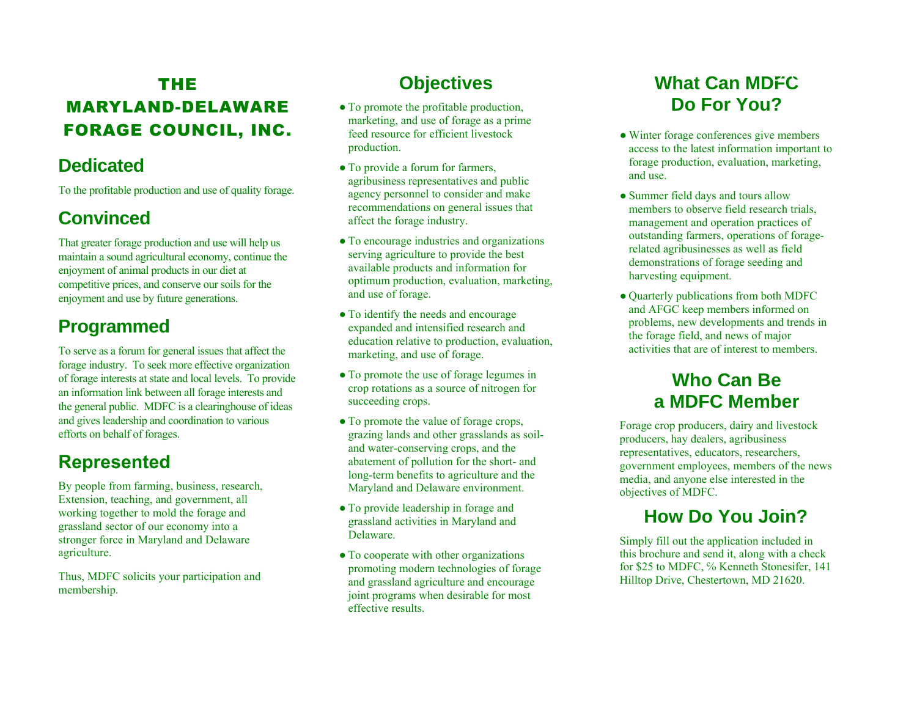# THE MARYLAND-DELAWARE FORAGE COUNCIL, INC.

## Dedicated

To the profitable production and use of quality forage.

## Convinced

That greater forage production and use will help us maintain a sound agricultural economy, continue the enjoyment of animal products in our diet at competitive prices, and conserve our soils for the enjoyment and use by future generations.

## Programmed

To serve as a forum for general issues that affect the forage industry. To seek more effective organization of forage interests at state and local levels. To provide an information link between all forage interests and the general public. MDFC is a clearinghouse of ideas and gives leadership and coordination to various efforts on behalf of forages.

## Represented

By people from farming, business, research, Extension, teaching, and government, all working together to mold the forage and grassland sector of our economy into a stronger force in Maryland and Delaware agriculture.

Thus, MDFC solicits your participation and membership.

## Objectives

- To promote the profitable production, marketing, and use of forage as a prime feed resource for efficient livestock production.
- To provide a forum for farmers, agribusiness representatives and public agency personnel to consider and make recommendations on general issues that affect the forage industry.
- To encourage industries and organizations serving agriculture to provide the best available products and information for optimum production, evaluation, marketing, and use of forage.
- To identify the needs and encourage expanded and intensified research and education relative to production, evaluation, marketing, and use of forage.
- To promote the use of forage legumes in crop rotations as a source of nitrogen for succeeding crops.
- To promote the value of forage crops, grazing lands and other grasslands as soil- and water-conserving crops, and the abatement of pollution for the short- and long-term benefits to agriculture and the Maryland and Delaware environment.
- To provide leadership in forage and grassland activities in Maryland and Delaware.
- To cooperate with other organizations promoting modern technologies of forage and grassland agriculture and encourage joint programs when desirable for most effective results.

## What Can MDFC Do For You?

- Winter forage conferences give members access to the latest information important to forage production, evaluation, marketing, and use.
- Summer field days and tours allow members to observe field research trials, management and operation practices of outstanding farmers, operations of forage-related agribusinesses as well as field demonstrations of forage seeding and harvesting equipment.
- Quarterly publications from both MDFC and AFGC keep members informed on problems, new developments and trends in the forage field, and news of major activities that are of interest to members.

## Who Can Be a MDFC Member

Forage crop producers, dairy and livestock producers, hay dealers, agribusiness representatives, educators, researchers, government employees, members of the news media, and anyone else interested in the objectives of MDFC.

## How Do You Join?

Simply fill out the application included in this brochure and send it, along with a check for $25 to MDFC, % Kenneth Stonesifer, 141 Hilltop Drive, Chestertown, MD 21620.